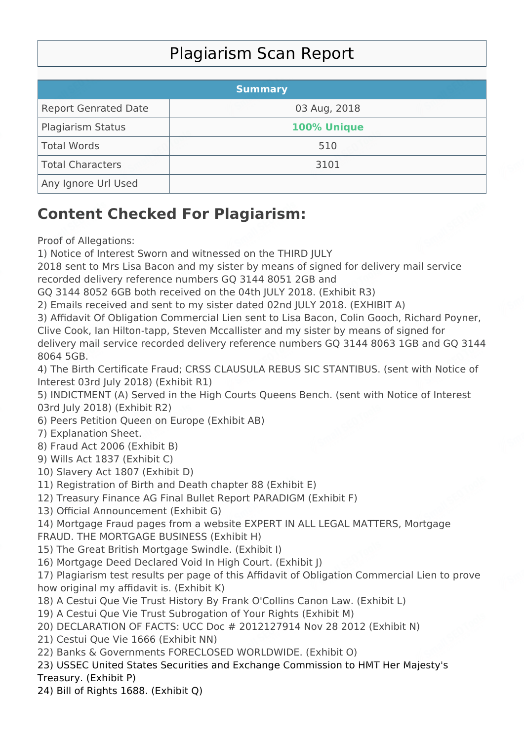# Plagiarism Scan Report

| Summary | |
|---|---|
| Report Genrated Date | 03 Aug, 2018 |
| Plagiarism Status | **100% Unique** |
| Total Words | 510 |
| Total Characters | 3101 |
| Any Ignore Url Used | |

## Content Checked For Plagiarism:

Proof of Allegations:
1) Notice of Interest Sworn and witnessed on the THIRD JULY 2018 sent to Mrs Lisa Bacon and my sister by means of signed for delivery mail service recorded delivery reference numbers GQ 3144 8051 2GB and GQ 3144 8052 6GB both received on the 04th JULY 2018. (Exhibit R3)
2) Emails received and sent to my sister dated 02nd JULY 2018. (EXHIBIT A)
3) Affidavit Of Obligation Commercial Lien sent to Lisa Bacon, Colin Gooch, Richard Poyner, Clive Cook, Ian Hilton-tapp, Steven Mccallister and my sister by means of signed for delivery mail service recorded delivery reference numbers GQ 3144 8063 1GB and GQ 3144 8064 5GB.
4) The Birth Certificate Fraud; CRSS CLAUSULA REBUS SIC STANTIBUS. (sent with Notice of Interest 03rd July 2018) (Exhibit R1)
5) INDICTMENT (A) Served in the High Courts Queens Bench. (sent with Notice of Interest 03rd July 2018) (Exhibit R2)
6) Peers Petition Queen on Europe (Exhibit AB)
7) Explanation Sheet.
8) Fraud Act 2006 (Exhibit B)
9) Wills Act 1837 (Exhibit C)
10) Slavery Act 1807 (Exhibit D)
11) Registration of Birth and Death chapter 88 (Exhibit E)
12) Treasury Finance AG Final Bullet Report PARADIGM (Exhibit F)
13) Official Announcement (Exhibit G)
14) Mortgage Fraud pages from a website EXPERT IN ALL LEGAL MATTERS, Mortgage FRAUD. THE MORTGAGE BUSINESS (Exhibit H)
15) The Great British Mortgage Swindle. (Exhibit I)
16) Mortgage Deed Declared Void In High Court. (Exhibit J)
17) Plagiarism test results per page of this Affidavit of Obligation Commercial Lien to prove how original my affidavit is. (Exhibit K)
18) A Cestui Que Vie Trust History By Frank O'Collins Canon Law. (Exhibit L)
19) A Cestui Que Vie Trust Subrogation of Your Rights (Exhibit M)
20) DECLARATION OF FACTS: UCC Doc # 2012127914 Nov 28 2012 (Exhibit N)
21) Cestui Que Vie 1666 (Exhibit NN)
22) Banks & Governments FORECLOSED WORLDWIDE. (Exhibit O)
23) USSEC United States Securities and Exchange Commission to HMT Her Majesty's Treasury. (Exhibit P)
24) Bill of Rights 1688. (Exhibit Q)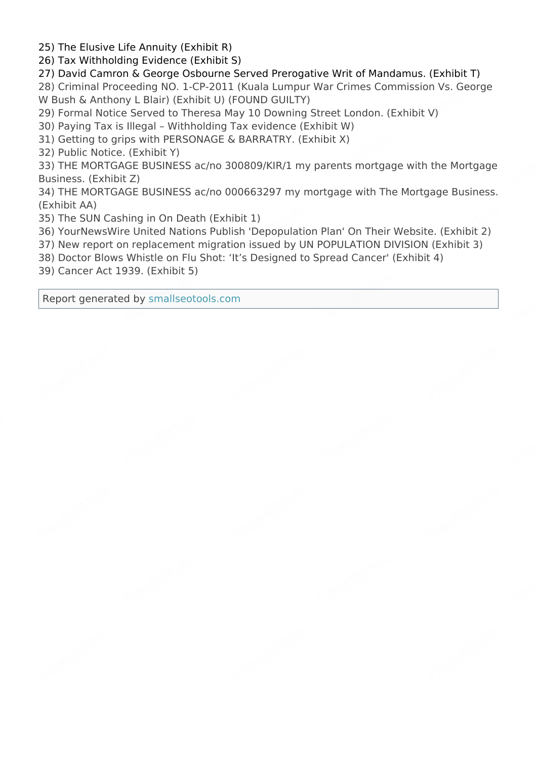25) The Elusive Life Annuity (Exhibit R)
26) Tax Withholding Evidence (Exhibit S)
27) David Camron & George Osbourne Served Prerogative Writ of Mandamus. (Exhibit T)
28) Criminal Proceeding NO. 1-CP-2011 (Kuala Lumpur War Crimes Commission Vs. George W Bush & Anthony L Blair) (Exhibit U) (FOUND GUILTY)
29) Formal Notice Served to Theresa May 10 Downing Street London. (Exhibit V)
30) Paying Tax is Illegal – Withholding Tax evidence (Exhibit W)
31) Getting to grips with PERSONAGE & BARRATRY. (Exhibit X)
32) Public Notice. (Exhibit Y)
33) THE MORTGAGE BUSINESS ac/no 300809/KIR/1 my parents mortgage with the Mortgage Business. (Exhibit Z)
34) THE MORTGAGE BUSINESS ac/no 000663297 my mortgage with The Mortgage Business. (Exhibit AA)
35) The SUN Cashing in On Death (Exhibit 1)
36) YourNewsWire United Nations Publish 'Depopulation Plan' On Their Website. (Exhibit 2)
37) New report on replacement migration issued by UN POPULATION DIVISION (Exhibit 3)
38) Doctor Blows Whistle on Flu Shot: ‘It’s Designed to Spread Cancer' (Exhibit 4)
39) Cancer Act 1939. (Exhibit 5)

Report generated by smallseotools.com